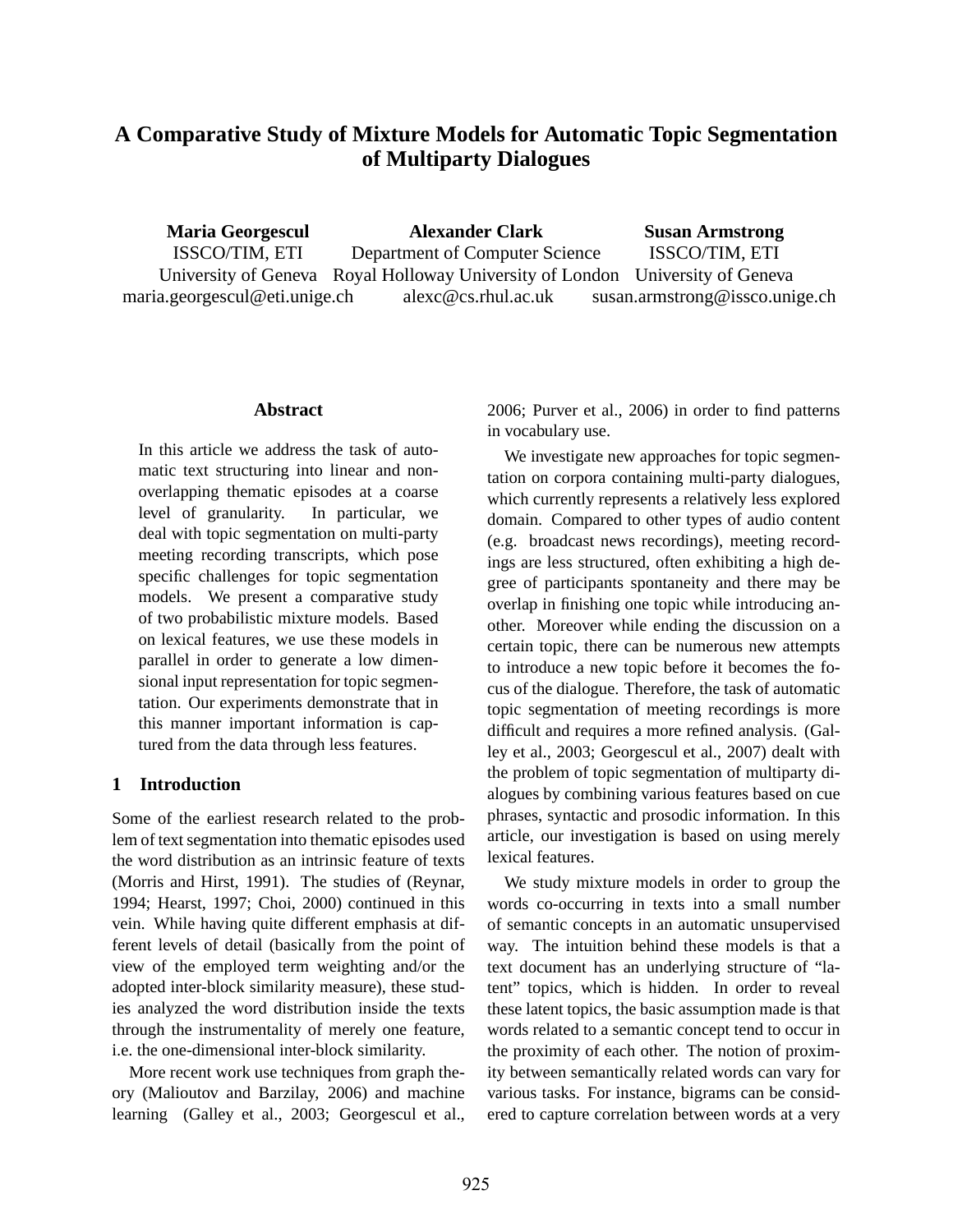# A Comparative Study of Mixture Models for Automatic Topic Segmentation of Multiparty Dialogues

**Maria Georgescul**
ISSCO/TIM, ETI
University of Geneva
maria.georgescul@eti.unige.ch

**Alexander Clark**
Department of Computer Science
Royal Holloway University of London
alexc@cs.rhul.ac.uk

**Susan Armstrong**
ISSCO/TIM, ETI
University of Geneva
susan.armstrong@issco.unige.ch

## Abstract

In this article we address the task of automatic text structuring into linear and non-overlapping thematic episodes at a coarse level of granularity. In particular, we deal with topic segmentation on multi-party meeting recording transcripts, which pose specific challenges for topic segmentation models. We present a comparative study of two probabilistic mixture models. Based on lexical features, we use these models in parallel in order to generate a low dimensional input representation for topic segmentation. Our experiments demonstrate that in this manner important information is captured from the data through less features.

## 1 Introduction

Some of the earliest research related to the problem of text segmentation into thematic episodes used the word distribution as an intrinsic feature of texts (Morris and Hirst, 1991). The studies of (Reynar, 1994; Hearst, 1997; Choi, 2000) continued in this vein. While having quite different emphasis at different levels of detail (basically from the point of view of the employed term weighting and/or the adopted inter-block similarity measure), these studies analyzed the word distribution inside the texts through the instrumentality of merely one feature, i.e. the one-dimensional inter-block similarity.

More recent work use techniques from graph theory (Malioutov and Barzilay, 2006) and machine learning (Galley et al., 2003; Georgescul et al., 2006; Purver et al., 2006) in order to find patterns in vocabulary use.

We investigate new approaches for topic segmentation on corpora containing multi-party dialogues, which currently represents a relatively less explored domain. Compared to other types of audio content (e.g. broadcast news recordings), meeting recordings are less structured, often exhibiting a high degree of participants spontaneity and there may be overlap in finishing one topic while introducing another. Moreover while ending the discussion on a certain topic, there can be numerous new attempts to introduce a new topic before it becomes the focus of the dialogue. Therefore, the task of automatic topic segmentation of meeting recordings is more difficult and requires a more refined analysis. (Galley et al., 2003; Georgescul et al., 2007) dealt with the problem of topic segmentation of multiparty dialogues by combining various features based on cue phrases, syntactic and prosodic information. In this article, our investigation is based on using merely lexical features.

We study mixture models in order to group the words co-occurring in texts into a small number of semantic concepts in an automatic unsupervised way. The intuition behind these models is that a text document has an underlying structure of "latent" topics, which is hidden. In order to reveal these latent topics, the basic assumption made is that words related to a semantic concept tend to occur in the proximity of each other. The notion of proximity between semantically related words can vary for various tasks. For instance, bigrams can be considered to capture correlation between words at a very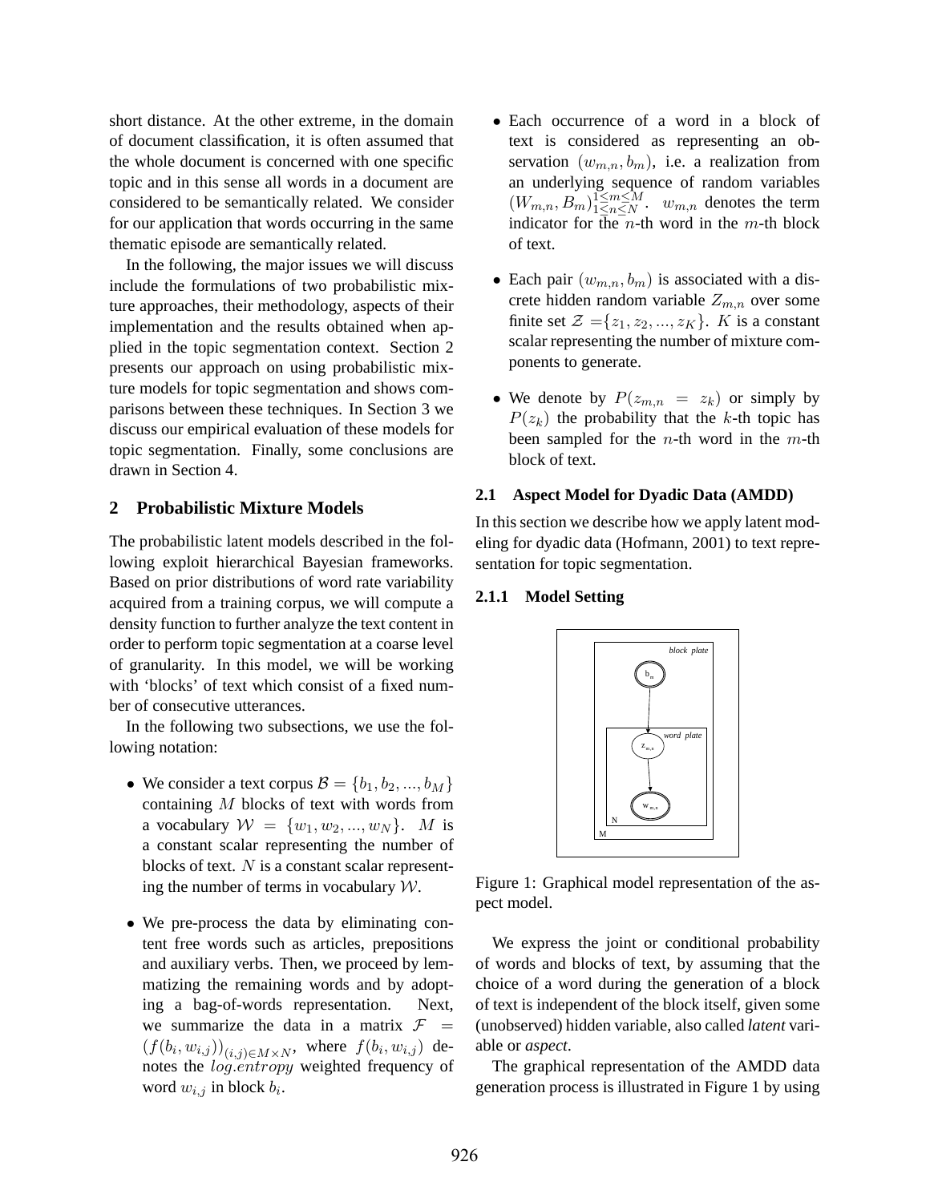short distance. At the other extreme, in the domain of document classification, it is often assumed that the whole document is concerned with one specific topic and in this sense all words in a document are considered to be semantically related. We consider for our application that words occurring in the same thematic episode are semantically related.

In the following, the major issues we will discuss include the formulations of two probabilistic mixture approaches, their methodology, aspects of their implementation and the results obtained when applied in the topic segmentation context. Section 2 presents our approach on using probabilistic mixture models for topic segmentation and shows comparisons between these techniques. In Section 3 we discuss our empirical evaluation of these models for topic segmentation. Finally, some conclusions are drawn in Section 4.

## 2 Probabilistic Mixture Models

The probabilistic latent models described in the following exploit hierarchical Bayesian frameworks. Based on prior distributions of word rate variability acquired from a training corpus, we will compute a density function to further analyze the text content in order to perform topic segmentation at a coarse level of granularity. In this model, we will be working with 'blocks' of text which consist of a fixed number of consecutive utterances.

In the following two subsections, we use the following notation:

- We consider a text corpus $\mathcal{B} = \{b_1, b_2, ..., b_M\}$ containing $M$ blocks of text with words from a vocabulary $\mathcal{W} = \{w_1, w_2, ..., w_N\}$. $M$ is a constant scalar representing the number of blocks of text. $N$ is a constant scalar representing the number of terms in vocabulary $\mathcal{W}$.
- We pre-process the data by eliminating content free words such as articles, prepositions and auxiliary verbs. Then, we proceed by lemmatizing the remaining words and by adopting a bag-of-words representation. Next, we summarize the data in a matrix $\mathcal{F} = (f(b_i, w_{i,j}))_{(i,j) \in M \times N}$, where $f(b_i, w_{i,j})$ denotes the $log.entropy$ weighted frequency of word $w_{i,j}$ in block $b_i$.
- Each occurrence of a word in a block of text is considered as representing an observation $(w_{m,n}, b_m)$, i.e. a realization from an underlying sequence of random variables $(W_{m,n}, B_m)_{1 \leq n \leq N}^{1 \leq m \leq M}$. $w_{m,n}$ denotes the term indicator for the $n$-th word in the $m$-th block of text.
- Each pair $(w_{m,n}, b_m)$ is associated with a discrete hidden random variable $Z_{m,n}$ over some finite set $\mathcal{Z} = \{z_1, z_2, ..., z_K\}$. $K$ is a constant scalar representing the number of mixture components to generate.
- We denote by $P(z_{m,n} = z_k)$ or simply by $P(z_k)$ the probability that the $k$-th topic has been sampled for the $n$-th word in the $m$-th block of text.

### 2.1 Aspect Model for Dyadic Data (AMDD)

In this section we describe how we apply latent modeling for dyadic data (Hofmann, 2001) to text representation for topic segmentation.

#### 2.1.1 Model Setting

Figure 1: Graphical model representation of the aspect model.

We express the joint or conditional probability of words and blocks of text, by assuming that the choice of a word during the generation of a block of text is independent of the block itself, given some (unobserved) hidden variable, also called *latent* variable or *aspect*.

The graphical representation of the AMDD data generation process is illustrated in Figure 1 by using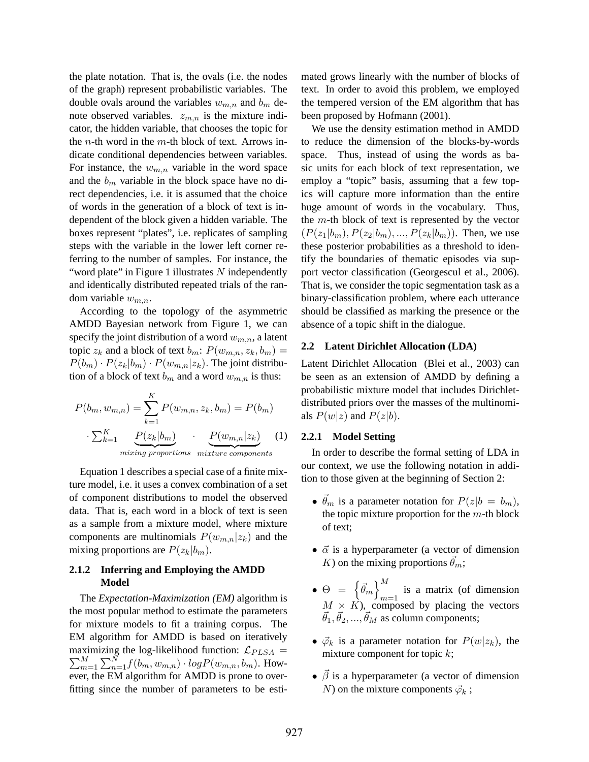the plate notation. That is, the ovals (i.e. the nodes of the graph) represent probabilistic variables. The double ovals around the variables $w_{m,n}$ and $b_m$ denote observed variables. $z_{m,n}$ is the mixture indicator, the hidden variable, that chooses the topic for the $n$-th word in the $m$-th block of text. Arrows indicate conditional dependencies between variables. For instance, the $w_{m,n}$ variable in the word space and the $b_m$ variable in the block space have no direct dependencies, i.e. it is assumed that the choice of words in the generation of a block of text is independent of the block given a hidden variable. The boxes represent "plates", i.e. replicates of sampling steps with the variable in the lower left corner referring to the number of samples. For instance, the "word plate" in Figure 1 illustrates $N$ independently and identically distributed repeated trials of the random variable $w_{m,n}$.

According to the topology of the asymmetric AMDD Bayesian network from Figure 1, we can specify the joint distribution of a word $w_{m,n}$, a latent topic $z_k$ and a block of text $b_m$: $P(w_{m,n}, z_k, b_m) = P(b_m) \cdot P(z_k|b_m) \cdot P(w_{m,n}|z_k)$. The joint distribution of a block of text $b_m$ and a word $w_{m,n}$ is thus:

$$P(b_m, w_{m,n}) = \sum_{k=1}^{K} P(w_{m,n}, z_k, b_m) = P(b_m) \cdot \sum_{k=1}^{K} \underbrace{P(z_k|b_m)}_{mixing\ proportions} \cdot \underbrace{P(w_{m,n}|z_k)}_{mixture\ components} \quad (1)$$

Equation 1 describes a special case of a finite mixture model, i.e. it uses a convex combination of a set of component distributions to model the observed data. That is, each word in a block of text is seen as a sample from a mixture model, where mixture components are multinomials $P(w_{m,n}|z_k)$ and the mixing proportions are $P(z_k|b_m)$.

#### 2.1.2 Inferring and Employing the AMDD Model

The *Expectation-Maximization (EM)* algorithm is the most popular method to estimate the parameters for mixture models to fit a training corpus. The EM algorithm for AMDD is based on iteratively maximizing the log-likelihood function: $\mathcal{L}_{PLSA} = \sum_{m=1}^{M} \sum_{n=1}^{N} f(b_m, w_{m,n}) \cdot log P(w_{m,n}, b_m)$. However, the EM algorithm for AMDD is prone to overfitting since the number of parameters to be estimated grows linearly with the number of blocks of text. In order to avoid this problem, we employed the tempered version of the EM algorithm that has been proposed by Hofmann (2001).

We use the density estimation method in AMDD to reduce the dimension of the blocks-by-words space. Thus, instead of using the words as basic units for each block of text representation, we employ a "topic" basis, assuming that a few topics will capture more information than the entire huge amount of words in the vocabulary. Thus, the $m$-th block of text is represented by the vector $(P(z_1|b_m), P(z_2|b_m), ..., P(z_k|b_m))$. Then, we use these posterior probabilities as a threshold to identify the boundaries of thematic episodes via support vector classification (Georgescul et al., 2006). That is, we consider the topic segmentation task as a binary-classification problem, where each utterance should be classified as marking the presence or the absence of a topic shift in the dialogue.

### 2.2 Latent Dirichlet Allocation (LDA)

Latent Dirichlet Allocation (Blei et al., 2003) can be seen as an extension of AMDD by defining a probabilistic mixture model that includes Dirichlet-distributed priors over the masses of the multinomials $P(w|z)$ and $P(z|b)$.

#### 2.2.1 Model Setting

In order to describe the formal setting of LDA in our context, we use the following notation in addition to those given at the beginning of Section 2:

- $\vec{\theta}_m$ is a parameter notation for $P(z|b = b_m)$, the topic mixture proportion for the $m$-th block of text;
- $\vec{\alpha}$ is a hyperparameter (a vector of dimension $K$) on the mixing proportions $\vec{\theta}_m$;
- $\Theta = \left\{\vec{\theta}_m\right\}_{m=1}^{M}$ is a matrix (of dimension $M \times K$), composed by placing the vectors $\vec{\theta}_1, \vec{\theta}_2, ..., \vec{\theta}_M$ as column components;
- $\vec{\varphi}_k$ is a parameter notation for $P(w|z_k)$, the mixture component for topic $k$;
- $\vec{\beta}$ is a hyperparameter (a vector of dimension $N$) on the mixture components $\vec{\varphi}_k$ ;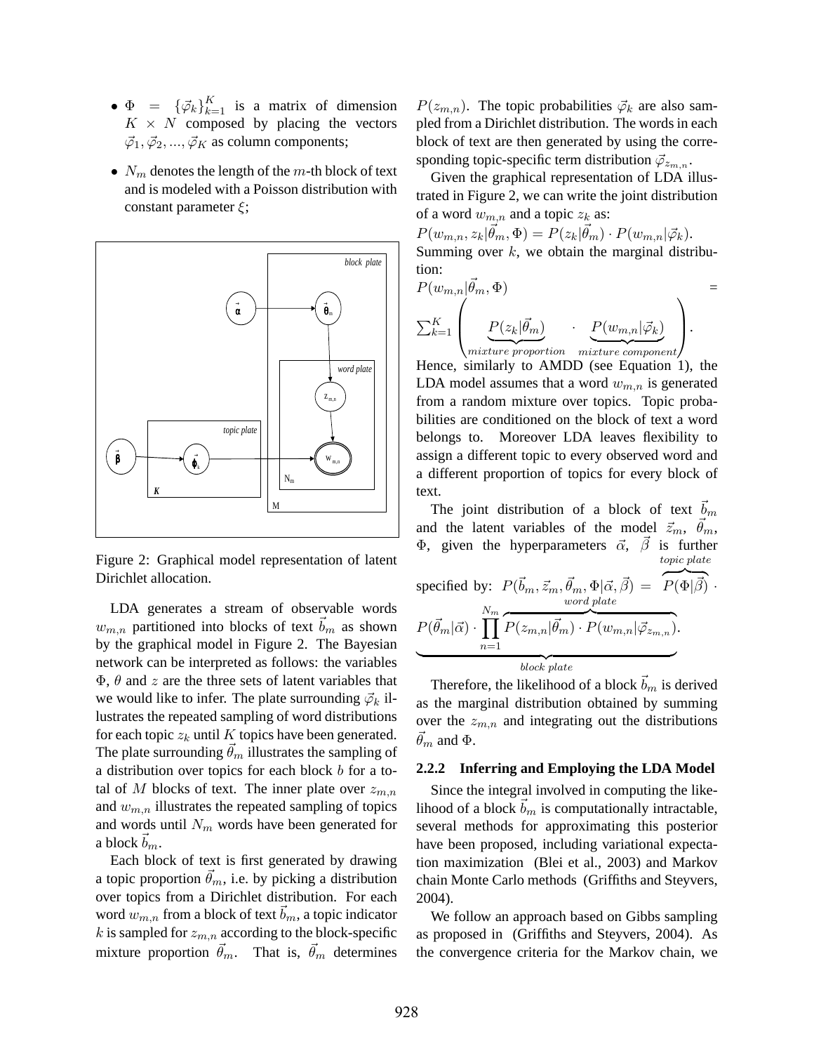- $\Phi = \{\vec{\varphi}_k\}_{k=1}^{K}$ is a matrix of dimension $K \times N$ composed by placing the vectors $\vec{\varphi}_1, \vec{\varphi}_2, ..., \vec{\varphi}_K$ as column components;
- $N_m$ denotes the length of the $m$-th block of text and is modeled with a Poisson distribution with constant parameter $\xi$;

Figure 2: Graphical model representation of latent Dirichlet allocation.

LDA generates a stream of observable words $w_{m,n}$ partitioned into blocks of text $\vec{b}_m$ as shown by the graphical model in Figure 2. The Bayesian network can be interpreted as follows: the variables $\Phi$, $\theta$ and $z$ are the three sets of latent variables that we would like to infer. The plate surrounding $\vec{\varphi}_k$ illustrates the repeated sampling of word distributions for each topic $z_k$ until $K$ topics have been generated. The plate surrounding $\vec{\theta}_m$ illustrates the sampling of a distribution over topics for each block $b$ for a total of $M$ blocks of text. The inner plate over $z_{m,n}$ and $w_{m,n}$ illustrates the repeated sampling of topics and words until $N_m$ words have been generated for a block $\vec{b}_m$.

Each block of text is first generated by drawing a topic proportion $\vec{\theta}_m$, i.e. by picking a distribution over topics from a Dirichlet distribution. For each word $w_{m,n}$ from a block of text $\vec{b}_m$, a topic indicator $k$ is sampled for $z_{m,n}$ according to the block-specific mixture proportion $\vec{\theta}_m$. That is, $\vec{\theta}_m$ determines $P(z_{m,n})$. The topic probabilities $\vec{\varphi}_k$ are also sampled from a Dirichlet distribution. The words in each block of text are then generated by using the corresponding topic-specific term distribution $\vec{\varphi}_{z_{m,n}}$.

Given the graphical representation of LDA illustrated in Figure 2, we can write the joint distribution of a word $w_{m,n}$ and a topic $z_k$ as:

$P(w_{m,n}, z_k|\vec{\theta}_m, \Phi) = P(z_k|\vec{\theta}_m) \cdot P(w_{m,n}|\vec{\varphi}_k)$.

Summing over $k$, we obtain the marginal distribution:

$$P(w_{m,n}|\vec{\theta}_m, \Phi) = \sum_{k=1}^{K} \left( \underbrace{P(z_k|\vec{\theta}_m)}_{mixture\ proportion} \cdot \underbrace{P(w_{m,n}|\vec{\varphi}_k)}_{mixture\ component} \right).$$

Hence, similarly to AMDD (see Equation 1), the LDA model assumes that a word $w_{m,n}$ is generated from a random mixture over topics. Topic probabilities are conditioned on the block of text a word belongs to. Moreover LDA leaves flexibility to assign a different topic to every observed word and a different proportion of topics for every block of text.

The joint distribution of a block of text $\vec{b}_m$ and the latent variables of the model $\vec{z}_m$, $\vec{\theta}_m$, $\Phi$, given the hyperparameters $\vec{\alpha}$, $\vec{\beta}$ is further specified by:

$$P(\vec{b}_m, \vec{z}_m, \vec{\theta}_m, \Phi|\vec{\alpha}, \vec{\beta}) = \overbrace{P(\Phi|\vec{\beta})}^{topic\ plate} \cdot \underbrace{P(\vec{\theta}_m|\vec{\alpha}) \cdot \prod_{n=1}^{N_m} \overbrace{P(z_{m,n}|\vec{\theta}_m) \cdot P(w_{m,n}|\vec{\varphi}_{z_{m,n}})}^{word\ plate}}_{block\ plate}.$$

Therefore, the likelihood of a block $\vec{b}_m$ is derived as the marginal distribution obtained by summing over the $z_{m,n}$ and integrating out the distributions $\vec{\theta}_m$ and $\Phi$.

#### 2.2.2 Inferring and Employing the LDA Model

Since the integral involved in computing the likelihood of a block $\vec{b}_m$ is computationally intractable, several methods for approximating this posterior have been proposed, including variational expectation maximization (Blei et al., 2003) and Markov chain Monte Carlo methods (Griffiths and Steyvers, 2004).

We follow an approach based on Gibbs sampling as proposed in (Griffiths and Steyvers, 2004). As the convergence criteria for the Markov chain, we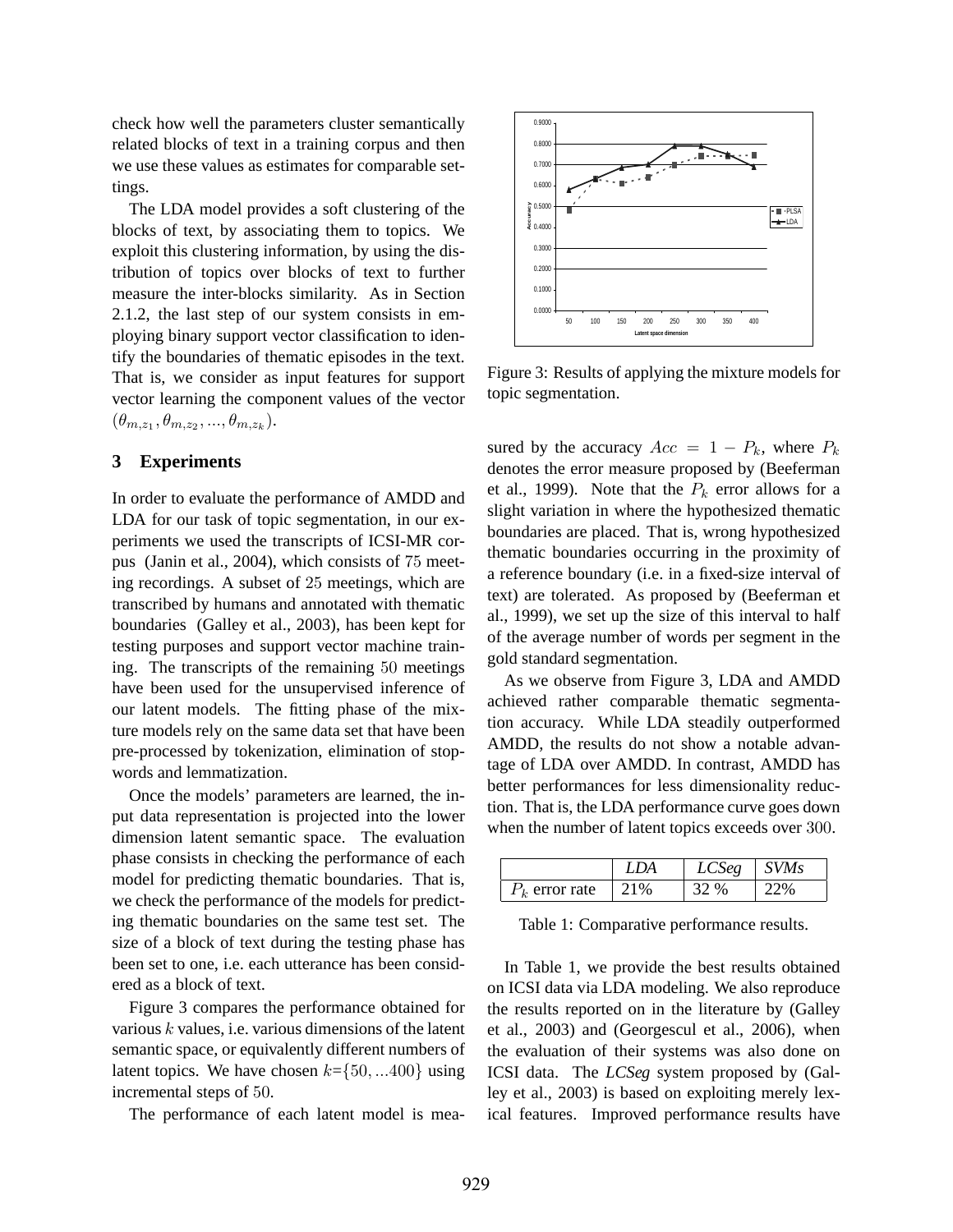check how well the parameters cluster semantically related blocks of text in a training corpus and then we use these values as estimates for comparable settings.

The LDA model provides a soft clustering of the blocks of text, by associating them to topics. We exploit this clustering information, by using the distribution of topics over blocks of text to further measure the inter-blocks similarity. As in Section 2.1.2, the last step of our system consists in employing binary support vector classification to identify the boundaries of thematic episodes in the text. That is, we consider as input features for support vector learning the component values of the vector $(\theta_{m,z_1}, \theta_{m,z_2}, ..., \theta_{m,z_k})$.

## 3 Experiments

In order to evaluate the performance of AMDD and LDA for our task of topic segmentation, in our experiments we used the transcripts of ICSI-MR corpus (Janin et al., 2004), which consists of 75 meeting recordings. A subset of 25 meetings, which are transcribed by humans and annotated with thematic boundaries (Galley et al., 2003), has been kept for testing purposes and support vector machine training. The transcripts of the remaining 50 meetings have been used for the unsupervised inference of our latent models. The fitting phase of the mixture models rely on the same data set that have been pre-processed by tokenization, elimination of stopwords and lemmatization.

Once the models' parameters are learned, the input data representation is projected into the lower dimension latent semantic space. The evaluation phase consists in checking the performance of each model for predicting thematic boundaries. That is, we check the performance of the models for predicting thematic boundaries on the same test set. The size of a block of text during the testing phase has been set to one, i.e. each utterance has been considered as a block of text.

Figure 3 compares the performance obtained for various $k$ values, i.e. various dimensions of the latent semantic space, or equivalently different numbers of latent topics. We have chosen $k$=$\{50, ...400\}$ using incremental steps of 50.

The performance of each latent model is measured by the accuracy $Acc = 1 - P_k$, where $P_k$ denotes the error measure proposed by (Beeferman et al., 1999). Note that the $P_k$ error allows for a slight variation in where the hypothesized thematic boundaries are placed. That is, wrong hypothesized thematic boundaries occurring in the proximity of a reference boundary (i.e. in a fixed-size interval of text) are tolerated. As proposed by (Beeferman et al., 1999), we set up the size of this interval to half of the average number of words per segment in the gold standard segmentation.

Figure 3: Results of applying the mixture models for topic segmentation.

As we observe from Figure 3, LDA and AMDD achieved rather comparable thematic segmentation accuracy. While LDA steadily outperformed AMDD, the results do not show a notable advantage of LDA over AMDD. In contrast, AMDD has better performances for less dimensionality reduction. That is, the LDA performance curve goes down when the number of latent topics exceeds over 300.

| | *LDA* | *LCSeg* | *SVMs* |
|---|---|---|---|
| $P_k$ error rate | 21% | 32 % | 22% |

Table 1: Comparative performance results.

In Table 1, we provide the best results obtained on ICSI data via LDA modeling. We also reproduce the results reported on in the literature by (Galley et al., 2003) and (Georgescul et al., 2006), when the evaluation of their systems was also done on ICSI data. The *LCSeg* system proposed by (Galley et al., 2003) is based on exploiting merely lexical features. Improved performance results have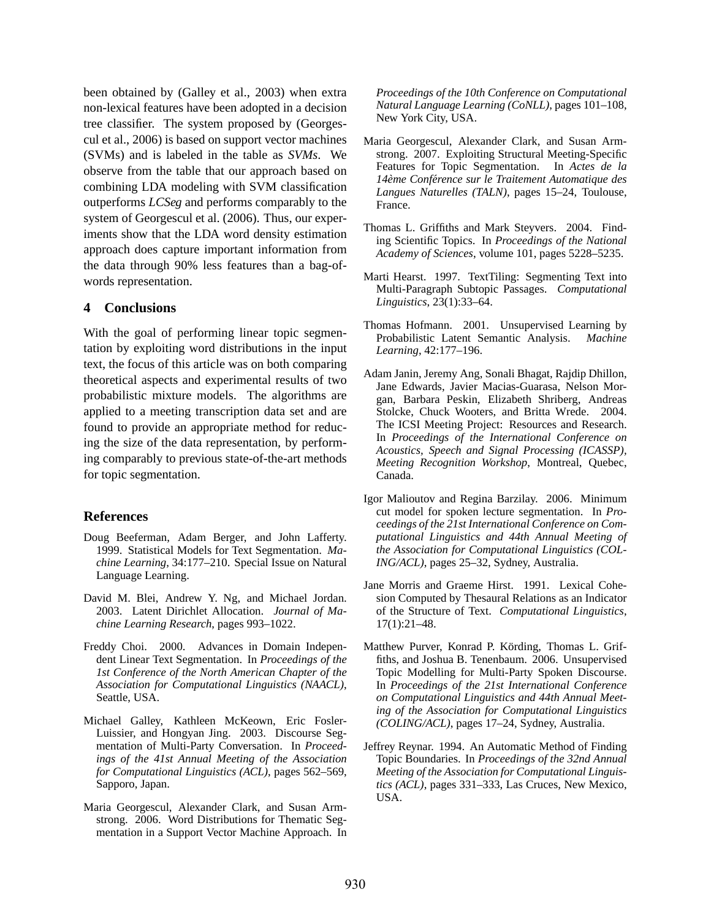been obtained by (Galley et al., 2003) when extra non-lexical features have been adopted in a decision tree classifier. The system proposed by (Georgescul et al., 2006) is based on support vector machines (SVMs) and is labeled in the table as *SVMs*. We observe from the table that our approach based on combining LDA modeling with SVM classification outperforms *LCSeg* and performs comparably to the system of Georgescul et al. (2006). Thus, our experiments show that the LDA word density estimation approach does capture important information from the data through 90% less features than a bag-of-words representation.

## 4 Conclusions

With the goal of performing linear topic segmentation by exploiting word distributions in the input text, the focus of this article was on both comparing theoretical aspects and experimental results of two probabilistic mixture models. The algorithms are applied to a meeting transcription data set and are found to provide an appropriate method for reducing the size of the data representation, by performing comparably to previous state-of-the-art methods for topic segmentation.

## References

Doug Beeferman, Adam Berger, and John Lafferty. 1999. Statistical Models for Text Segmentation. *Machine Learning*, 34:177–210. Special Issue on Natural Language Learning.

David M. Blei, Andrew Y. Ng, and Michael Jordan. 2003. Latent Dirichlet Allocation. *Journal of Machine Learning Research*, pages 993–1022.

Freddy Choi. 2000. Advances in Domain Independent Linear Text Segmentation. In *Proceedings of the 1st Conference of the North American Chapter of the Association for Computational Linguistics (NAACL)*, Seattle, USA.

Michael Galley, Kathleen McKeown, Eric Fosler-Luissier, and Hongyan Jing. 2003. Discourse Segmentation of Multi-Party Conversation. In *Proceedings of the 41st Annual Meeting of the Association for Computational Linguistics (ACL)*, pages 562–569, Sapporo, Japan.

Maria Georgescul, Alexander Clark, and Susan Armstrong. 2006. Word Distributions for Thematic Segmentation in a Support Vector Machine Approach. In *Proceedings of the 10th Conference on Computational Natural Language Learning (CoNLL)*, pages 101–108, New York City, USA.

Maria Georgescul, Alexander Clark, and Susan Armstrong. 2007. Exploiting Structural Meeting-Specific Features for Topic Segmentation. In *Actes de la 14ème Conférence sur le Traitement Automatique des Langues Naturelles (TALN)*, pages 15–24, Toulouse, France.

Thomas L. Griffiths and Mark Steyvers. 2004. Finding Scientific Topics. In *Proceedings of the National Academy of Sciences*, volume 101, pages 5228–5235.

Marti Hearst. 1997. TextTiling: Segmenting Text into Multi-Paragraph Subtopic Passages. *Computational Linguistics*, 23(1):33–64.

Thomas Hofmann. 2001. Unsupervised Learning by Probabilistic Latent Semantic Analysis. *Machine Learning*, 42:177–196.

Adam Janin, Jeremy Ang, Sonali Bhagat, Rajdip Dhillon, Jane Edwards, Javier Macias-Guarasa, Nelson Morgan, Barbara Peskin, Elizabeth Shriberg, Andreas Stolcke, Chuck Wooters, and Britta Wrede. 2004. The ICSI Meeting Project: Resources and Research. In *Proceedings of the International Conference on Acoustics, Speech and Signal Processing (ICASSP), Meeting Recognition Workshop*, Montreal, Quebec, Canada.

Igor Malioutov and Regina Barzilay. 2006. Minimum cut model for spoken lecture segmentation. In *Proceedings of the 21st International Conference on Computational Linguistics and 44th Annual Meeting of the Association for Computational Linguistics (COLING/ACL)*, pages 25–32, Sydney, Australia.

Jane Morris and Graeme Hirst. 1991. Lexical Cohesion Computed by Thesaural Relations as an Indicator of the Structure of Text. *Computational Linguistics*, 17(1):21–48.

Matthew Purver, Konrad P. Körding, Thomas L. Griffiths, and Joshua B. Tenenbaum. 2006. Unsupervised Topic Modelling for Multi-Party Spoken Discourse. In *Proceedings of the 21st International Conference on Computational Linguistics and 44th Annual Meeting of the Association for Computational Linguistics (COLING/ACL)*, pages 17–24, Sydney, Australia.

Jeffrey Reynar. 1994. An Automatic Method of Finding Topic Boundaries. In *Proceedings of the 32nd Annual Meeting of the Association for Computational Linguistics (ACL)*, pages 331–333, Las Cruces, New Mexico, USA.